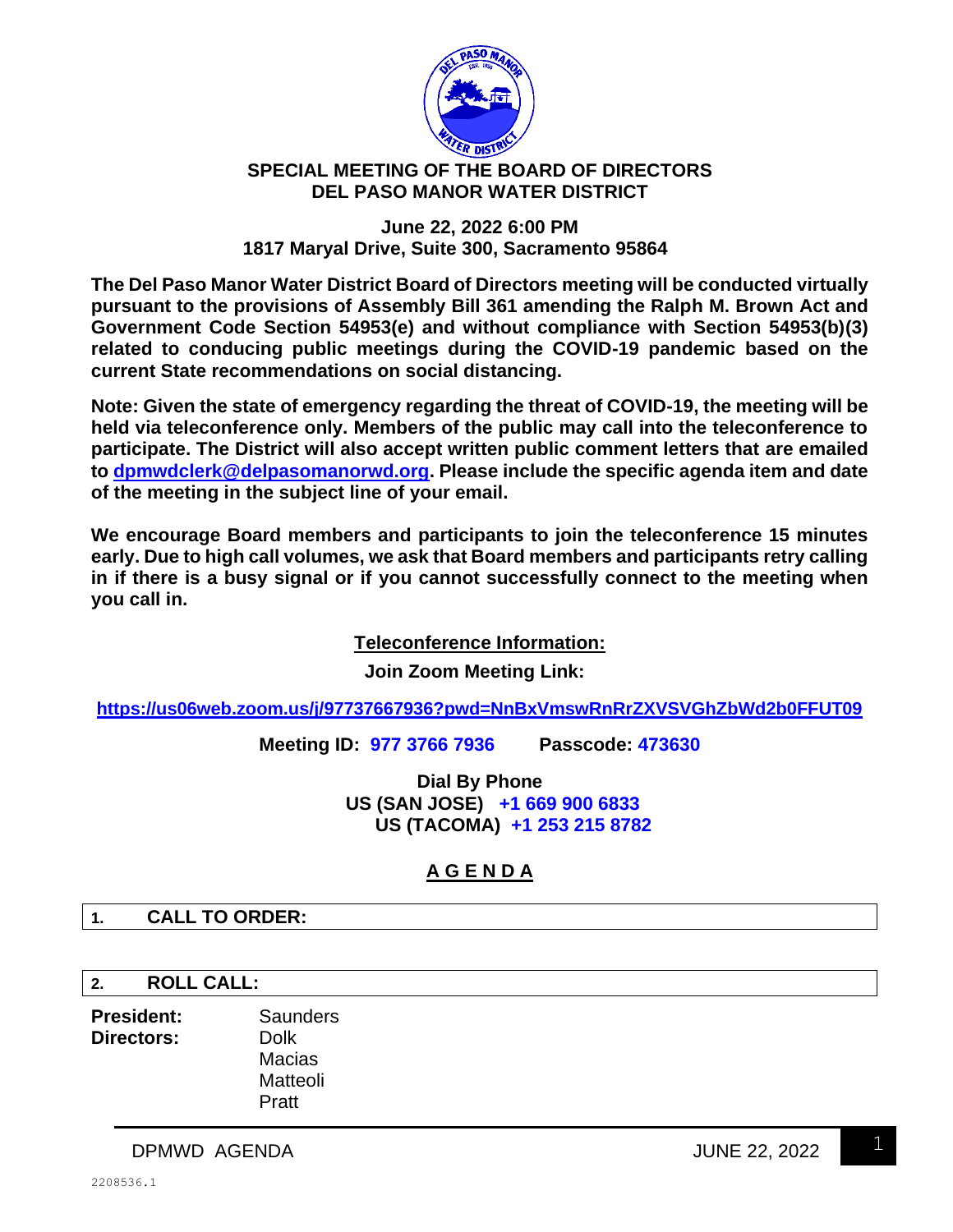# SPECIAL MEETING OF THE BOARD OF DIRECTORS
# DEL PASO MANOR WATER DISTRICT

**June 22, 2022 6:00 PM**
**1817 Maryal Drive, Suite 300, Sacramento 95864**

**The Del Paso Manor Water District Board of Directors meeting will be conducted virtually pursuant to the provisions of Assembly Bill 361 amending the Ralph M. Brown Act and Government Code Section 54953(e) and without compliance with Section 54953(b)(3) related to conducing public meetings during the COVID-19 pandemic based on the current State recommendations on social distancing.**

**Note: Given the state of emergency regarding the threat of COVID-19, the meeting will be held via teleconference only. Members of the public may call into the teleconference to participate. The District will also accept written public comment letters that are emailed to [dpmwdclerk@delpasomanorwd.org](mailto:dpmwdclerk@delpasomanorwd.org). Please include the specific agenda item and date of the meeting in the subject line of your email.**

**We encourage Board members and participants to join the teleconference 15 minutes early. Due to high call volumes, we ask that Board members and participants retry calling in if there is a busy signal or if you cannot successfully connect to the meeting when you call in.**

**Teleconference Information:**

**Join Zoom Meeting Link:**

**https://us06web.zoom.us/j/97737667936?pwd=NnBxVmswRnRrZXVSVGhZbWd2b0FFUT09**

**Meeting ID: 977 3766 7936 Passcode: 473630**

**Dial By Phone**
**US (SAN JOSE) +1 669 900 6833**
**US (TACOMA) +1 253 215 8782**

## A G E N D A

### 1. CALL TO ORDER:

### 2. ROLL CALL:

**President:** Saunders
**Directors:** Dolk
Macias
Matteoli
Pratt

2208536.1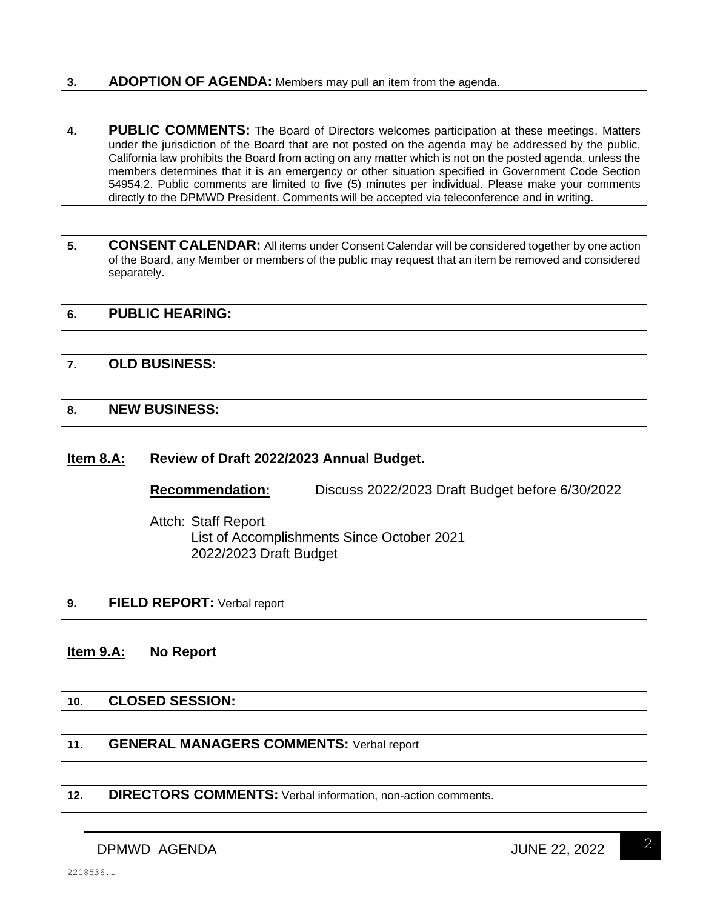**3. ADOPTION OF AGENDA:** Members may pull an item from the agenda.

**4. PUBLIC COMMENTS:** The Board of Directors welcomes participation at these meetings. Matters under the jurisdiction of the Board that are not posted on the agenda may be addressed by the public, California law prohibits the Board from acting on any matter which is not on the posted agenda, unless the members determines that it is an emergency or other situation specified in Government Code Section 54954.2. Public comments are limited to five (5) minutes per individual. Please make your comments directly to the DPMWD President. Comments will be accepted via teleconference and in writing.

**5. CONSENT CALENDAR:** All items under Consent Calendar will be considered together by one action of the Board, any Member or members of the public may request that an item be removed and considered separately.

**6. PUBLIC HEARING:**

**7. OLD BUSINESS:**

**8. NEW BUSINESS:**

**Item 8.A: Review of Draft 2022/2023 Annual Budget.**

**Recommendation:** Discuss 2022/2023 Draft Budget before 6/30/2022

Attch: Staff Report
List of Accomplishments Since October 2021
2022/2023 Draft Budget

**9. FIELD REPORT:** Verbal report

**Item 9.A: No Report**

**10. CLOSED SESSION:**

**11. GENERAL MANAGERS COMMENTS:** Verbal report

**12. DIRECTORS COMMENTS:** Verbal information, non-action comments.

2208536.1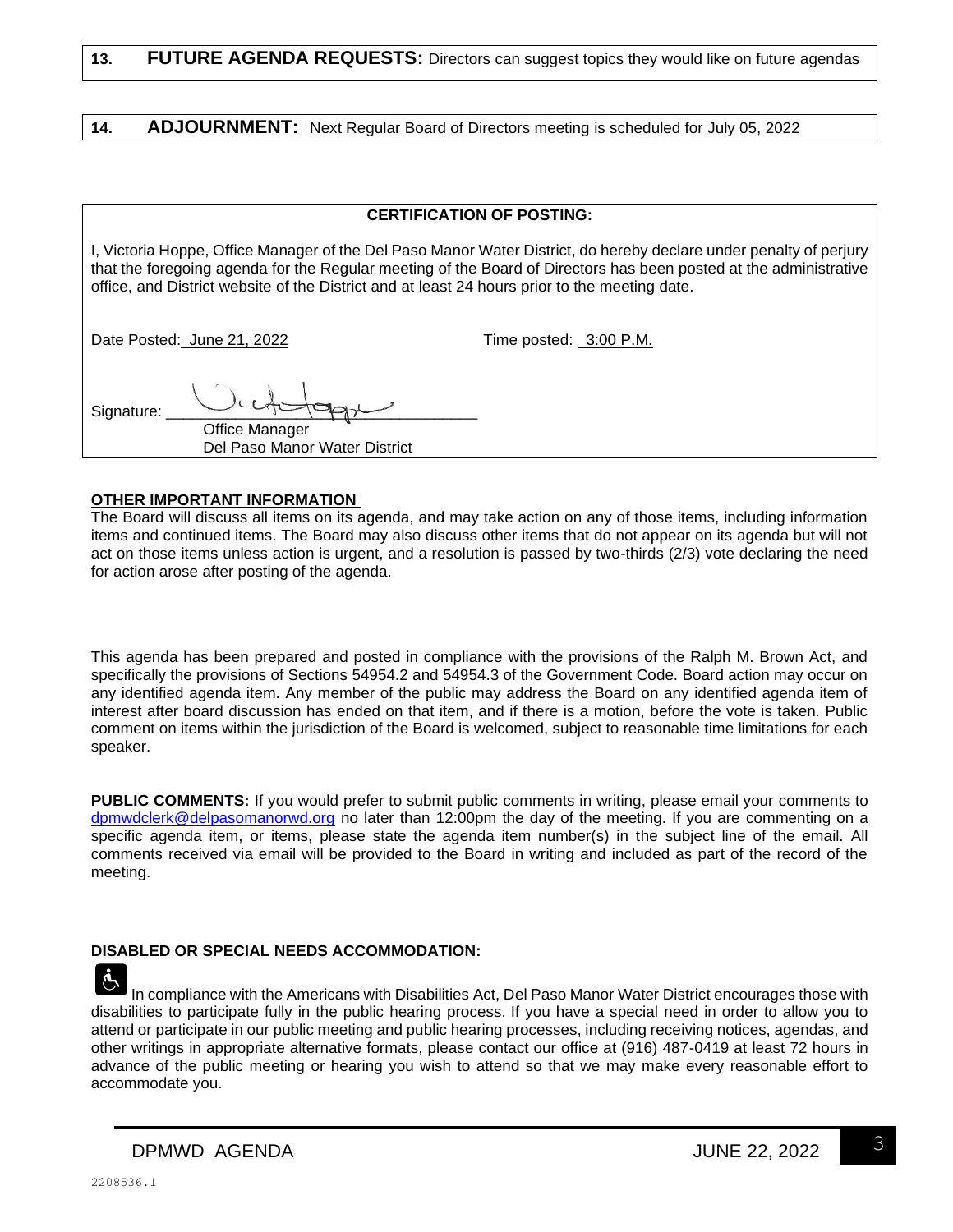**13. FUTURE AGENDA REQUESTS:** Directors can suggest topics they would like on future agendas

**14. ADJOURNMENT:** Next Regular Board of Directors meeting is scheduled for July 05, 2022

**CERTIFICATION OF POSTING:**

I, Victoria Hoppe, Office Manager of the Del Paso Manor Water District, do hereby declare under penalty of perjury that the foregoing agenda for the Regular meeting of the Board of Directors has been posted at the administrative office, and District website of the District and at least 24 hours prior to the meeting date.

Date Posted: June 21, 2022 Time posted: 3:00 P.M.

Signature: ______________________________
Office Manager
Del Paso Manor Water District

**OTHER IMPORTANT INFORMATION**

The Board will discuss all items on its agenda, and may take action on any of those items, including information items and continued items. The Board may also discuss other items that do not appear on its agenda but will not act on those items unless action is urgent, and a resolution is passed by two-thirds (2/3) vote declaring the need for action arose after posting of the agenda.

This agenda has been prepared and posted in compliance with the provisions of the Ralph M. Brown Act, and specifically the provisions of Sections 54954.2 and 54954.3 of the Government Code. Board action may occur on any identified agenda item. Any member of the public may address the Board on any identified agenda item of interest after board discussion has ended on that item, and if there is a motion, before the vote is taken. Public comment on items within the jurisdiction of the Board is welcomed, subject to reasonable time limitations for each speaker.

**PUBLIC COMMENTS:** If you would prefer to submit public comments in writing, please email your comments to dpmwdclerk@delpasomanorwd.org no later than 12:00pm the day of the meeting. If you are commenting on a specific agenda item, or items, please state the agenda item number(s) in the subject line of the email. All comments received via email will be provided to the Board in writing and included as part of the record of the meeting.

**DISABLED OR SPECIAL NEEDS ACCOMMODATION:**

In compliance with the Americans with Disabilities Act, Del Paso Manor Water District encourages those with disabilities to participate fully in the public hearing process. If you have a special need in order to allow you to attend or participate in our public meeting and public hearing processes, including receiving notices, agendas, and other writings in appropriate alternative formats, please contact our office at (916) 487-0419 at least 72 hours in advance of the public meeting or hearing you wish to attend so that we may make every reasonable effort to accommodate you.

2208536.1